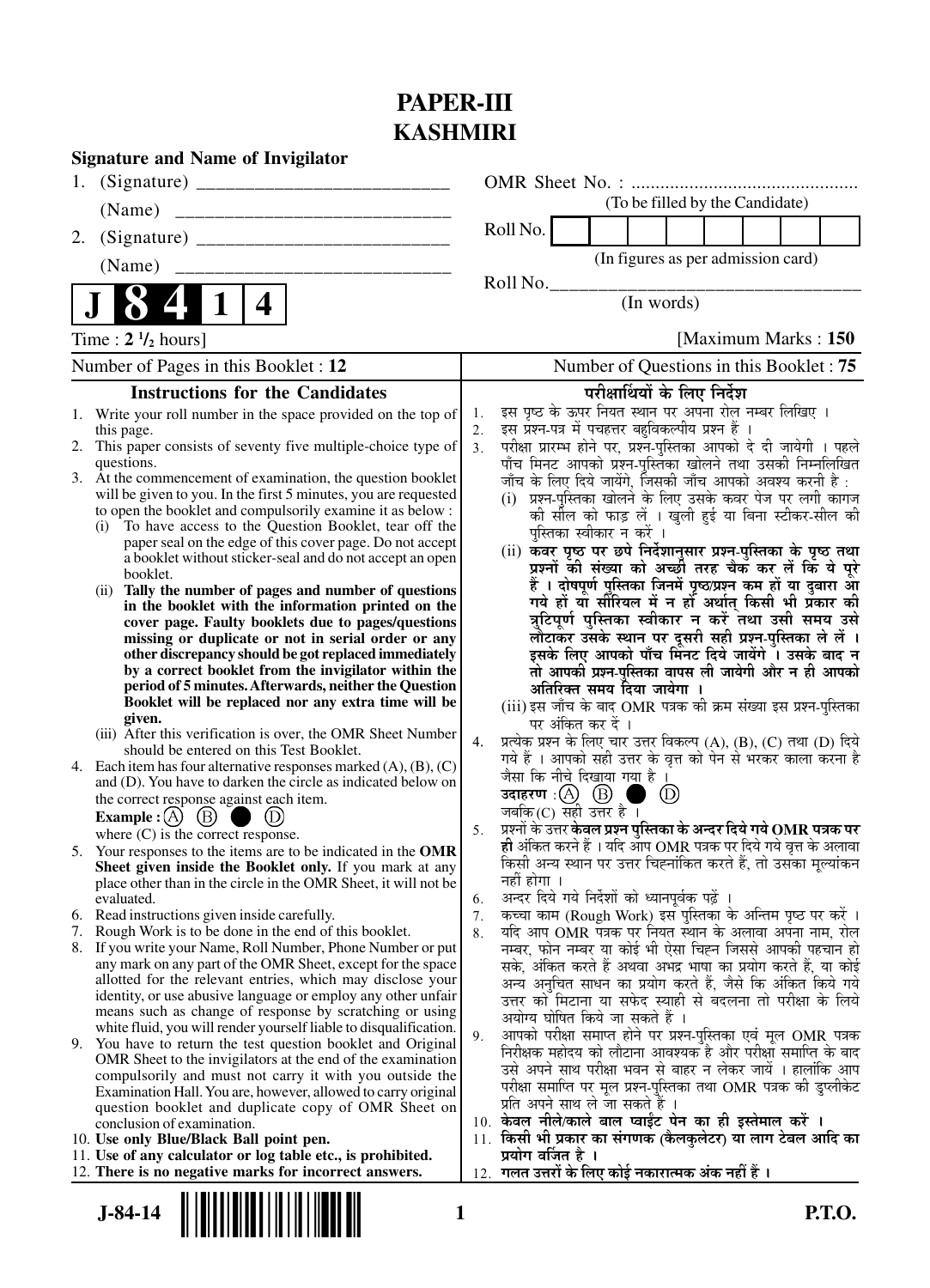# PAPER-III
# KASHMIRI

**Signature and Name of Invigilator**

1. (Signature) ___________________________

   (Name) ___________________________

2. (Signature) ___________________________

   (Name) ___________________________

OMR Sheet No. : ...............................................

(To be filled by the Candidate)

Roll No. | | | | | | | | |

(In figures as per admission card)

Roll No.___________________________________

(In words)

**J 8 4 1 4**

Time : $2\ ^1/_2$ hours] [Maximum Marks : **150**

Number of Pages in this Booklet : 12 | Number of Questions in this Booklet : 75

## Instructions for the Candidates

1. Write your roll number in the space provided on the top of this page.
2. This paper consists of seventy five multiple-choice type of questions.
3. At the commencement of examination, the question booklet will be given to you. In the first 5 minutes, you are requested to open the booklet and compulsorily examine it as below :
   (i) To have access to the Question Booklet, tear off the paper seal on the edge of this cover page. Do not accept a booklet without sticker-seal and do not accept an open booklet.
   (ii) **Tally the number of pages and number of questions in the booklet with the information printed on the cover page. Faulty booklets due to pages/questions missing or duplicate or not in serial order or any other discrepancy should be got replaced immediately by a correct booklet from the invigilator within the period of 5 minutes. Afterwards, neither the Question Booklet will be replaced nor any extra time will be given.**
   (iii) After this verification is over, the OMR Sheet Number should be entered on this Test Booklet.
4. Each item has four alternative responses marked (A), (B), (C) and (D). You have to darken the circle as indicated below on the correct response against each item.
   **Example :** (A) (B) ● (D)
   where (C) is the correct response.
5. Your responses to the items are to be indicated in the **OMR Sheet given inside the Booklet only.** If you mark at any place other than in the circle in the OMR Sheet, it will not be evaluated.
6. Read instructions given inside carefully.
7. Rough Work is to be done in the end of this booklet.
8. If you write your Name, Roll Number, Phone Number or put any mark on any part of the OMR Sheet, except for the space allotted for the relevant entries, which may disclose your identity, or use abusive language or employ any other unfair means such as change of response by scratching or using white fluid, you will render yourself liable to disqualification.
9. You have to return the test question booklet and Original OMR Sheet to the invigilators at the end of the examination compulsorily and must not carry it with you outside the Examination Hall. You are, however, allowed to carry original question booklet and duplicate copy of OMR Sheet on conclusion of examination.
10. **Use only Blue/Black Ball point pen.**
11. **Use of any calculator or log table etc., is prohibited.**
12. **There is no negative marks for incorrect answers.**

## परीक्षार्थियों के लिए निर्देश

1. इस पृष्ठ के ऊपर नियत स्थान पर अपना रोल नम्बर लिखिए ।
2. इस प्रश्न-पत्र में पचहत्तर बहुविकल्पीय प्रश्न हैं ।
3. परीक्षा प्रारम्भ होने पर, प्रश्न-पुस्तिका आपको दे दी जायेगी । पहले पाँच मिनट आपको प्रश्न-पुस्तिका खोलने तथा उसकी निम्नलिखित जाँच के लिए दिये जायेंगे, जिसकी जाँच आपको अवश्य करनी है :
   (i) प्रश्न-पुस्तिका खोलने के लिए उसके कवर पेज पर लगी कागज की सील को फाड़ लें । खुली हुई या बिना स्टीकर-सील की पुस्तिका स्वीकार न करें ।
   (ii) **कवर पृष्ठ पर छपे निर्देशानुसार प्रश्न-पुस्तिका के पृष्ठ तथा प्रश्नों की संख्या को अच्छी तरह चैक कर लें कि ये पूरे हैं । दोषपूर्ण पुस्तिका जिनमें पृष्ठ/प्रश्न कम हों या दुबारा आ गये हों या सीरियल में न हों अर्थात् किसी भी प्रकार की त्रुटिपूर्ण पुस्तिका स्वीकार न करें तथा उसी समय उसे लौटाकर उसके स्थान पर दूसरी सही प्रश्न-पुस्तिका ले लें । इसके लिए आपको पाँच मिनट दिये जायेंगे । उसके बाद न तो आपकी प्रश्न-पुस्तिका वापस ली जायेगी और न ही आपको अतिरिक्त समय दिया जायेगा ।**
   (iii) इस जाँच के बाद OMR पत्रक की क्रम संख्या इस प्रश्न-पुस्तिका पर अंकित कर दें ।
4. प्रत्येक प्रश्न के लिए चार उत्तर विकल्प (A), (B), (C) तथा (D) दिये गये हैं । आपको सही उत्तर के वृत्त को पेन से भरकर काला करना है जैसा कि नीचे दिखाया गया है ।
   **उदाहरण :** (A) (B) ● (D)
   जबकि (C) सही उत्तर है ।
5. प्रश्नों के उत्तर **केवल प्रश्न पुस्तिका के अन्दर दिये गये OMR पत्रक पर ही** अंकित करने हैं । यदि आप OMR पत्रक पर दिये गये वृत्त के अलावा किसी अन्य स्थान पर उत्तर चिह्नांकित करते हैं, तो उसका मूल्यांकन नहीं होगा ।
6. अन्दर दिये गये निर्देशों को ध्यानपूर्वक पढ़ें ।
7. कच्चा काम (Rough Work) इस पुस्तिका के अन्तिम पृष्ठ पर करें ।
8. यदि आप OMR पत्रक पर नियत स्थान के अलावा अपना नाम, रोल नम्बर, फोन नम्बर या कोई भी ऐसा चिह्न जिससे आपकी पहचान हो सके, अंकित करते हैं अथवा अभद्र भाषा का प्रयोग करते हैं, या कोई अन्य अनुचित साधन का प्रयोग करते हैं, जैसे कि अंकित किये गये उत्तर को मिटाना या सफेद स्याही से बदलना तो परीक्षा के लिये अयोग्य घोषित किये जा सकते हैं ।
9. आपको परीक्षा समाप्त होने पर प्रश्न-पुस्तिका एवं मूल OMR पत्रक निरीक्षक महोदय को लौटाना आवश्यक है और परीक्षा समाप्ति के बाद उसे अपने साथ परीक्षा भवन से बाहर न लेकर जायें । हालांकि आप परीक्षा समाप्ति पर मूल प्रश्न-पुस्तिका तथा OMR पत्रक की डुप्लीकेट प्रति अपने साथ ले जा सकते हैं ।
10. **केवल नीले/काले बाल प्वाईंट पेन का ही इस्तेमाल करें ।**
11. **किसी भी प्रकार का संगणक (कैलकुलेटर) या लाग टेबल आदि का प्रयोग वर्जित है ।**
12. **गलत उत्तरों के लिए कोई नकारात्मक अंक नहीं हैं ।**

J-84-14

P.T.O.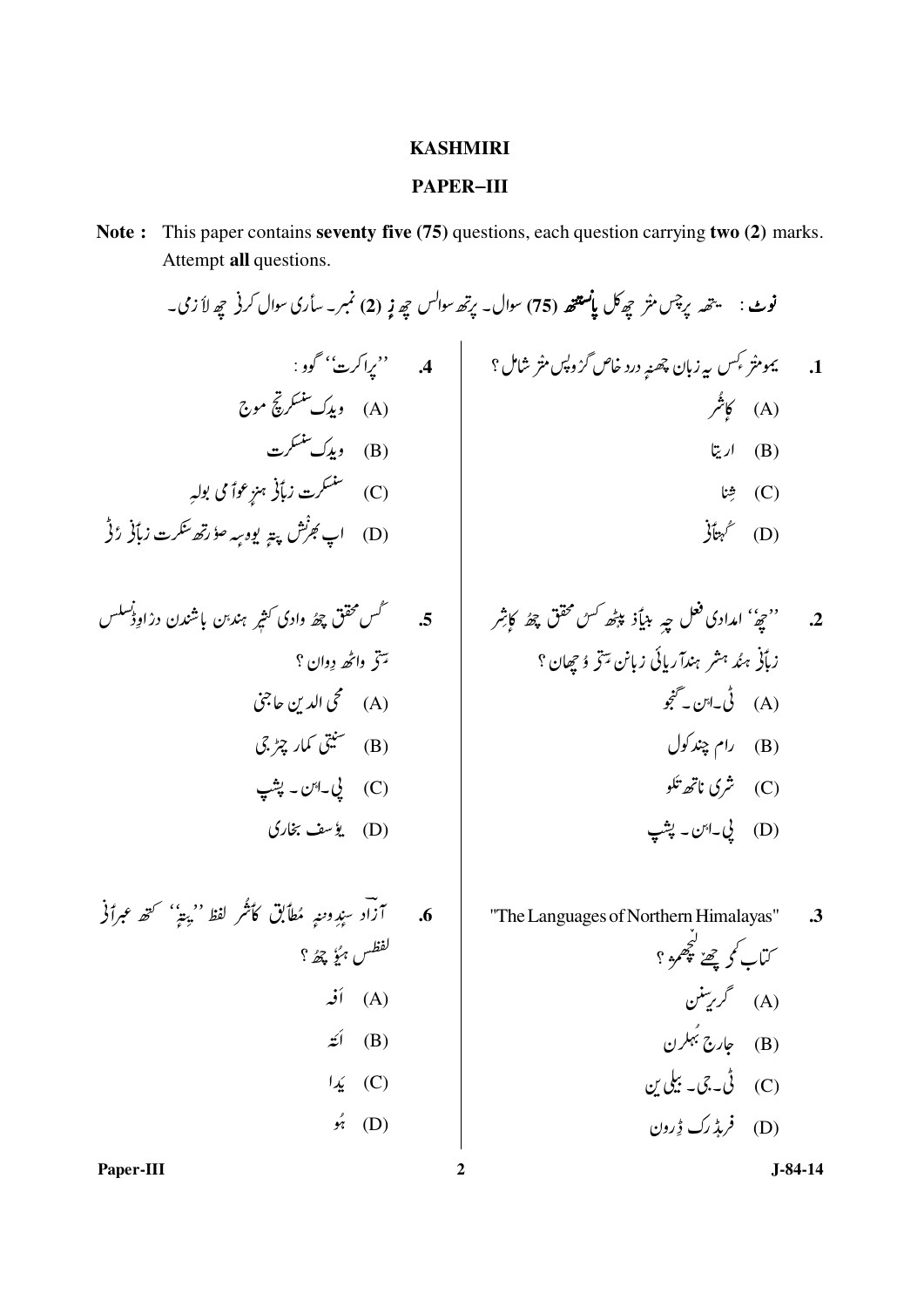# KASHMIRI

## PAPER–III

**Note :** This paper contains **seventy five (75)** questions, each question carrying **two (2)** marks. Attempt **all** questions.

**نوٹ :** یتھ پرچس منز چھ کُل **پانٛژھتھ (75)** سوال۔ پرتھ سوالس چھ ژٕ (2) نمبر۔ سٲری سوال کرٕنۍ چھ لٲزمی۔

**1.** یموٗ منزٕ کُس یہ زبان چھنہٕ درد خاص گروپس منز شامل ؟

(A) کٲشُر

(B) اریا

(C) شِنا

(D) کُہتانۍ

**2.** ''چھُ'' امدادی فعل چہ بنیاد پٔٹھ کُس محقق چھُ کٲشرِ زبانۍ ہنٛدُ ہشر ہندآریائی زبانن سٍتۍ وُچھان ؟

(A) ٹی۔این۔ گنجو

(B) رام چند کول

(C) شری ناتھ تکو

(D) پی۔این۔ پشپ

**3.** "The Languages of Northern Himalayas" کتاب کٔم چھےٚ لیٚچھمٕژ ؟

(A) گریرسنن

(B) جارج بُہلرن

(C) ٹی۔جی۔ بیلی ین

(D) فریڈرک ڈِرون

**4.** ''پراکرت'' گوو :

(A) ویدک سنسکرتٕچ موج

(B) ویدک سنسکرت

(C) سنسکرت زبانٕۍ ہنٛز عوٲمی بولہِ

(D) اپ بھرنٛش پتہٕ یودہہ ہوٗرتھ سنکرت زبانٕۍ رٕژ

**5.** کُس محقق چھُ وادی کشیر ہندٕن باشندن دزاوِ ژسلسل سٍتۍ واٹھ دِوان ؟

(A) محی الدین حاجنی

(B) سنیتی کمار چٹرجی

(C) پی۔این۔ پشپ

(D) یوٗسف بخاری

**6.** آزاد سِندِ ونہٕ مُطابق کٲشُر لفظ ''یتہٕ'' کتھ عبرانۍ لفظس ہیوٗ چھُ ؟

(A) اَنہ

(B) اَتہ

(C) یَدا

(D) ہُو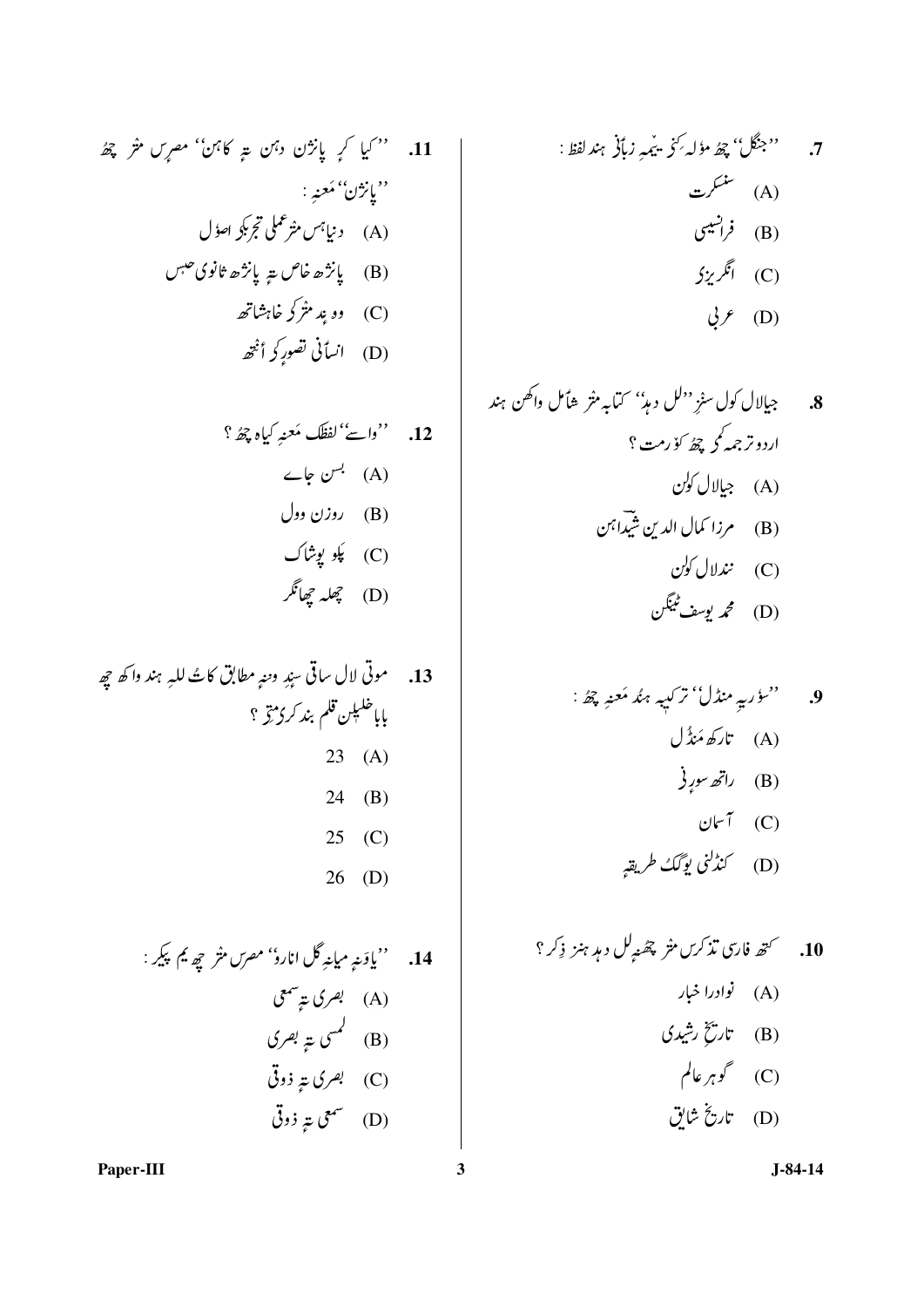7. ''جنگل'' چھُ مؤلہٕ کَنہِ یِمہٕ زبانٕک ہند لفظ :

(A) سنسکرت

(B) فرانسیسی

(C) انگریزی

(D) عربی

8. جیالال کول سنزِ ''لل دید'' کتابہ منز شامل واکھن ہند اردو ترجمہ کمی چھُ کوٚرمُت ؟

(A) جیالال کولن

(B) مرزا کمال الدین شیداہن

(C) نندلال کولن

(D) محمد یوسف ٹینگن

9. ''سۄریہ منڈل'' ترکیبہ ہنٛد مَعنہِ چھُ :

(A) تارکھ مَنڈُل

(B) راتھ سورِنی

(C) آسمان

(D) کنڈلنی یوگُک طریقہٕ

10. کتھ فارسی تذکرس منز چھےٚ لل دید ہنز ذِکر ؟

(A) نوادرا خبار

(B) تاریخ رشیدی

(C) گوہر عالم

(D) تاریخ شایق

11. ''کیا کرِ پانژن دہن تہٕ کاہن'' مصرس منز چھُ ''پانژن'' مَعنہِ :

(A) دنیاہس منز عملی تجربکۍ اصوٗل

(B) پانژھ خاص تہٕ پانژھ ثانوی حِس

(C) وو ہند منز کرِ خاہشاتھ

(D) انسانی تصورٕکۍ اُنتھ

12. ''واسے'' لفظُک مَعنہِ کیاہ چھُ ؟

(A) بسن جاے

(B) روزن وول

(C) پلو پوشاک

(D) چھلہ چھانگر

13. موتی لال ساقی سِند ونہٕ مطابق کاتُ للہٕ ہند واکھ چھ باباخلیلن قلم بند کرِمتۍ ؟

(A) 23

(B) 24

(C) 25

(D) 26

14. ''یاوَنہٕ میانہِ گل انارو'' مصرس منز چھ یم پیکر :

(A) بصری تہٕ سمعی

(B) لمسی تہٕ بصری

(C) بصری تہٕ ذوقی

(D) سمعی تہٕ ذوقی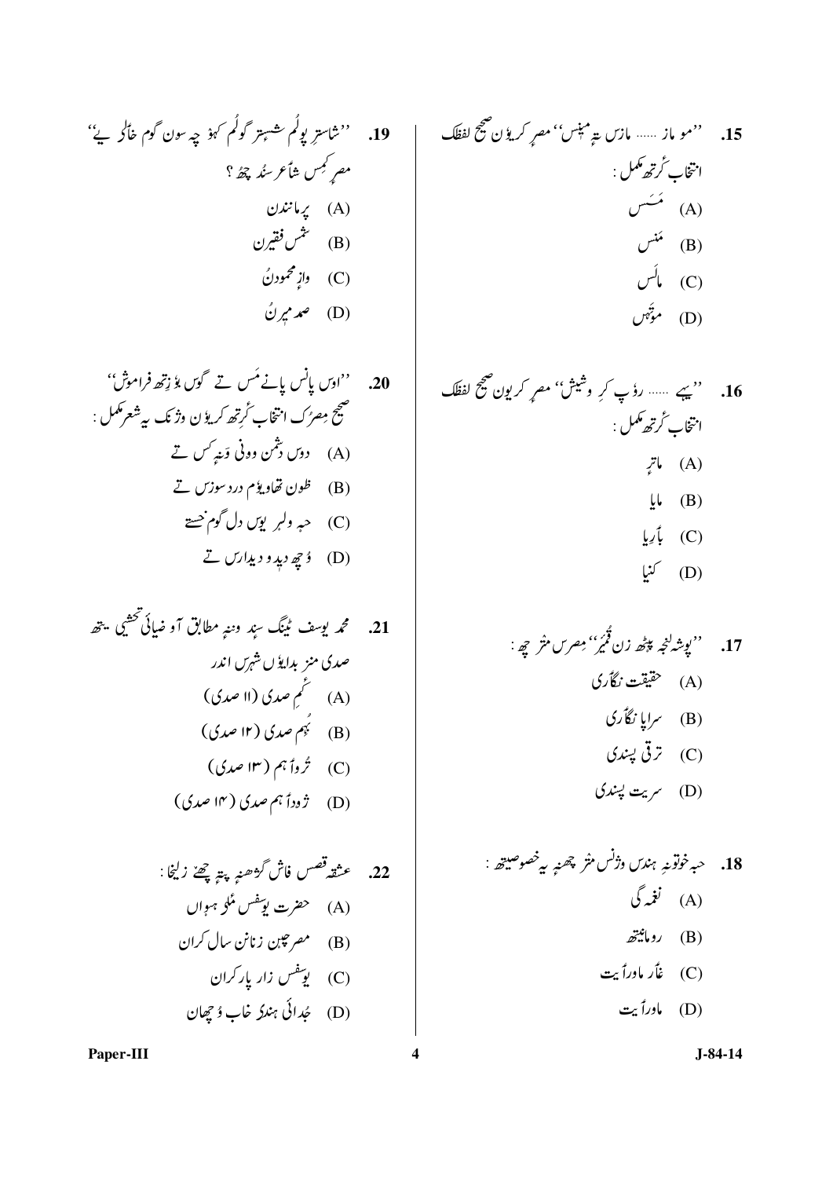**15.** ''مو ماز ...... مازس ستہٕ مِیٚنس'' مصرٕ کریٚوٕن صحیح لفظک انتخاب کٔرتھ مکمل :

(A) مَسَس

(B) مَنس

(C) مأسس

(D) موتّھس

**16.** ''ییے ...... روٗپ کرِ وشیش'' مصرٕ کریون صحیح لفظک انتخاب کٔرتھ مکمل :

(A) ماترِ

(B) مایا

(C) بأریا

(D) کنیا

**17.** ''پوشہ لٔجہ پٹھ زن قُمرُ'' مصرس منز چھ :

(A) حقیقت نگأری

(B) سراپا نگأری

(C) ترقی پسندی

(D) سریت پسندی

**18.** حبہ خوتونہِ ہندس وژنس منز چھنہٕ یہ خصوصیتھ :

(A) نغمہ گی

(B) رومانیتھ

(C) غأر ماورأیت

(D) ماورأیت

**19.** ''شاسترِ پوٗلُم شیٚستر گولُم کہۄ چھ سون گوم خألی ییٚ'' مصرٕ کٔمس شأعر سنٗد چھُ ؟

(A) پرمانندن

(B) شمس فقیرن

(C) واز محمودنٗ

(D) صمد میرنٗ

**20.** ''اوس پأنس پانے مَس تے گوس ہٕۄ زِتھ فراموش'' صحیح مِصرٗک انتخاب کٔرتھ کریٚوٕن وژنک یہ شعر مکمل :

(A) دوس دشمن وونی وَنہٕ کس تے

(B) ظون تھاویٚوم دردِ سوزس تے

(C) حبہ ولہر یوس دل گوم خستہ

(D) وۄچھ دیدو دیدارس تے

**21.** محمد یوسف ٹینگ سنٖد ونہٕ مطابق آو ضیائی نخشبی یتھ صدی منز بدایوٗس شہرس اندر

(A) کٔہِم صدی (۱۱ صدی)

(B) بُہم صدی (۱۲ صدی)

(C) ترُوأہم (۱۳ صدی)

(D) ژودأہم صدی (۱۴ صدی)

**22.** عشقہ قصس فاش گژھنہٕ پتہٕ چھےٚ زلیخا :

(A) حضرت یوٗسفس مٔلۍ ہیوان

(B) مصر چھن زنانن سال کران

(C) یوٗسفس زار پار کران

(D) جُدائی ہندی خاب وۄچھان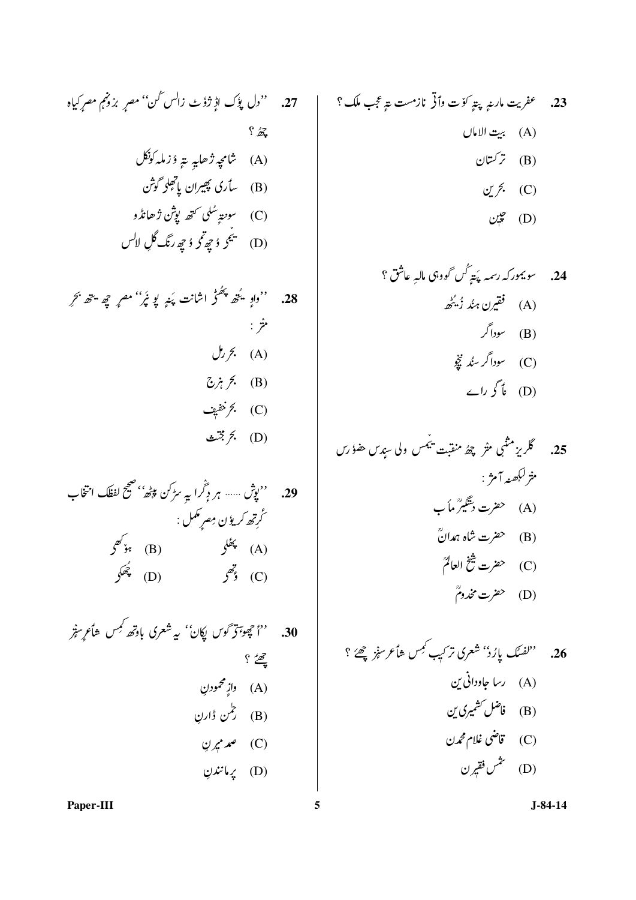23. عفریت مارنہٕ پتہٕ کوٚت وٲتۍ نازمست تہٕ عجب ملک ؟

(A) بیت الاماں

(B) ترکستان

(C) بحرین

(D) چین

24. سویمورکہ رسمہ پتہٕ کُس گووہی مالہٕ عاشق ؟

(A) فقیرن ہنٛد زُیٹھ

(B) سوداگر

(C) سوداگر سنٛد نیچُو

(D) ناگر راے

25. گلریز مثنوی منٛز چھُ منقبت ییٚمس ولی سنٛدس حضوٗرس منٛز لکھنہٕ آمٕژ :

(A) حضرت دستگیرؒ ماٲب

(B) حضرت شاہ ہمدانؒ

(C) حضرت شیخ العالمؒ

(D) حضرت مخدومؒ

26. ''لفسگ پاژ'' شعری ترکیب کٔمس شاعر سنٛز چھےٚ ؟

(A) رسا جاودانی ین

(B) فاضل کشمیری ین

(C) قاضی غلام محمدن

(D) شمس فقیرن

27. ''دل پۆک اژ ژۆٹ زالس کُن'' مصرٕ بزوٗنم مصرٕ کیاہ چھُ ؟

(A) شامچہٕ ژھایہٕ تہٕ ۄزملہ کونٛکل

(B) سأری پھیران پاتھلۍ گوشن

(C) سوٚنتہٕ سُلی کتھ پوشن ژھانڈو

(D) ییٚکہٕ ۄچھتھ ۄچھ رنٛگ گلہٕ لالس

28. ''واو ییٚتھ پھُٹ اشانت پنہٕ یو پٔز'' مصرٕ چھ ییٚتھ بحرٕ منٛز :

(A) بحر رمل

(B) بحر ہزج

(C) بحر خفیف

(D) بحر مجتث

29. ''پوش ...... ہر دِگرا یہ سرکن پٹھ'' صحیح لفظک انتخاب کٔرتھ کریو ن مصرٕ مکمل :

(A) پھٔلی

(B) ہوٚکھی

(C) ۄتھی

(D) ژُھکی

30. ''اُچھو سُتۍ گوس پکان'' یہ شعری باوتھ کٔمس شاعرٕ سنٛز چھےٚ ؟

(A) وازِ محمودنِ

(B) رحمٰن ڈارنِ

(C) صمد میرنِ

(D) پرمانندنِ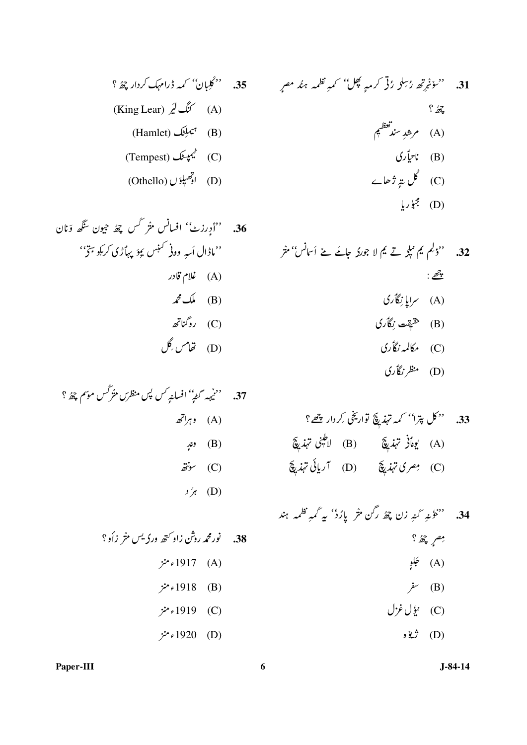31. ''سۆنٛتھ رٕسلِہ رُتی کرمہٕ پھل'' کمہٕ نظمہ ہنٛد مصرٕ چھُ ؟

(A) مرشدِ سنٛد تعظیم

(B) ناتیاَری

(C) گُل تہٕ ژھاے

(D) مجبوٗریا

32. ''وُلم یم نیلہِ تے یم لا جوری جامَے مےٚ اَسانس'' منٛز چھے :

(A) سراپا نِگاَری

(B) حقیقت نِگاَری

(C) مکالمہ نگاَری

(D) منظر نگاَری

33. ''کل پترا'' کمہ تہذیٖچ تواریخی کِردار چھے ؟

(A) یوناَنی تہذیٖچ (B) لاطیٖنی تہذیٖچ

(C) مِصری تہذیٖچ (D) آریائی تہذیٖچ

34. ''خوٗنہٕ گنہٕ زن چھُ رگن منٛز پارُدٕ'' یہ کمہٕ نظمہ ہند مِصرٕ چھُ ؟

(A) جلوٕ

(B) سفر

(C) نیٚوِل غزل

(D) ژیٚرہ

35. ''کلِیان'' کمہ ڈرامہک کردار چھُ ؟

(A) کنگ لیٖر (King Lear)

(B) ہیملِٹک (Hamlet)

(C) ٹیمپسٹک (Tempest)

(D) اوتھیلوٚس (Othello)

36. ''اُورزٹ'' افسانس منٛز کُس چھُ جیون سنٛگھ وَنان ''ماڈال اَسہِ ووٗنی کنٛہس یوٚ پہاَڑی کرکھو تٔی''

(A) غلام قادر

(B) ملک محمد

(C) روگناتھ

(D) تھامس گِل

37. ''نٔیبہ گٹہٕ'' افسانہٕ کُس پس منظرس منٛز کُس موسم چھُ ؟

(A) وہراتھ

(B) وندٕ

(C) سونٛتھ

(D) ہرُد

38. نور محمد روشن زاو کتھ وری یس منٛز زاَو ؟

(A) 1917ء منٛز

(B) 1918ء منٛز

(C) 1919ء منٛز

(D) 1920ء منٛز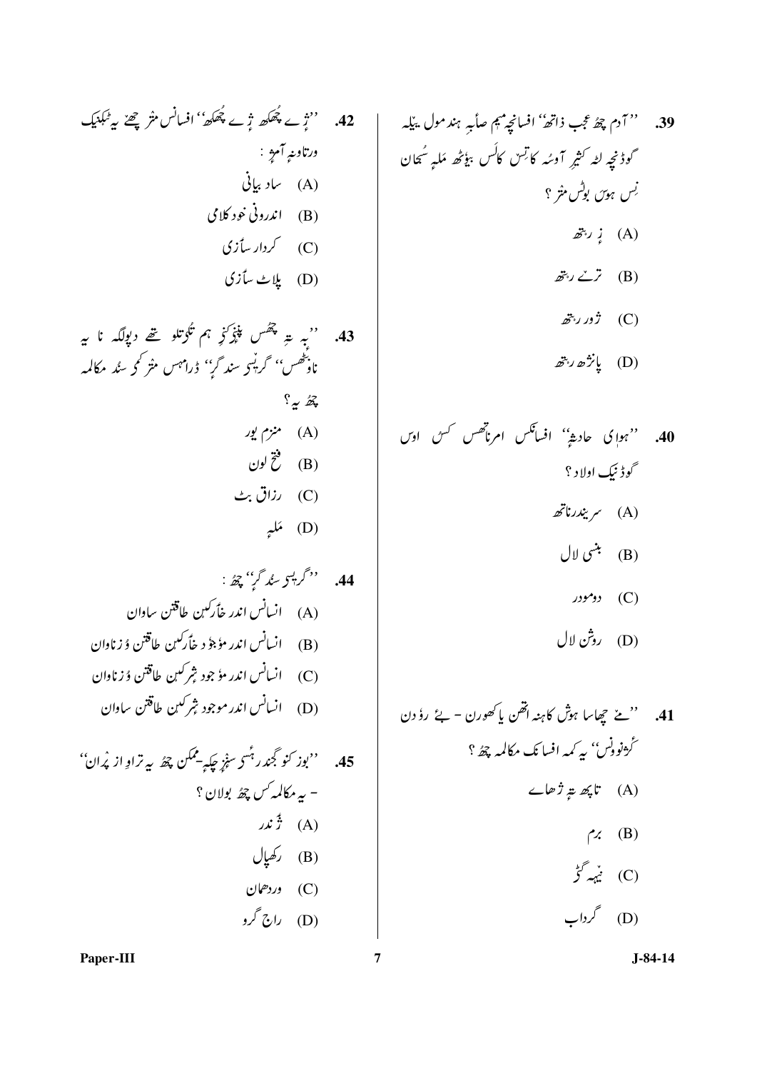**39.** ''آدم چھُ عجب ذاتھ'' افسانچہ مبم صابٕہ ہندمول یلہٕ گوڈنچہ لٹہ کٔشیر آوسہٕ کاتِس کالس بیؤٹھ ملہٕ سُحان نِس ہوس بوٗٹس منز ؟

(A) ژٕ رٔتھ

(B) ترےٚ رٔتھ

(C) ژور رٔتھ

(D) پانٛژھ رٔتھ

**40.** ''ہوٲی حادثہٕ'' افسانکس امرناتھس کس اوس گوڈنیک اولاد ؟

(A) سریندرناتھ

(B) بنٛسی لال

(C) دومودر

(D) روشن لال

**41.** ''مےٚ چھاسا ہوش کاہنہ اتھن یا کھورن - بےٚ رٕوٗدن گرٛژنوٗنس'' یہ کمہ افسانک مکالمہ چھُ ؟

(A) تاپھ تہٕ ژھاے

(B) برم

(C) نٔیمہ گٔژ

(D) گرداب

**42.** ''ژٕرے ژھکھ ژٕرے ژھکھ'' افسانس منز چھےٚ یہ ٹیکنیک ورتاونہٕ آمٕژ :

(A) ساد بیانی

(B) اندرونی خود کلامی

(C) کردار سأزی

(D) پلاٹ سأزی

**43.** ''بہٕ تہٕ چھس پنٕنٛزِ ہم ٹکوتلو تھےٚ دیولگہ نا یہ ناوٕتھس'' گریٚسی سندگرٕ'' ڈرامہس منز کمہ سُند مکالمہ چھُ یہ؟

(A) منزم یور

(B) فتح لون

(C) رزاق بٹ

(D) مٔلہٕ

**44.** ''گریٚسی سُند گرٕ'' چھُ :

(A) انسانس اندر خأرکہن طاقتن ساوان

(B) انسانس اندر موٗجوٗد خأرکہن طاقتن وُزناوان

(C) انسانس اندر موٗجود شرکہن طاقتن وُزناوان

(D) انسانس اندر موجود شرکہن طاقتن ساوان

**45.** ''بوز کنو گِندر ہٕنٛسی سٕنٛز چکہٕ -ممکن چھُ یہ تراوِ از پٔران'' - یہ مکالمہ کس چھُ بولان ؟

(A) ژٕندر

(B) رکھپال

(C) وردھمان

(D) راج گرو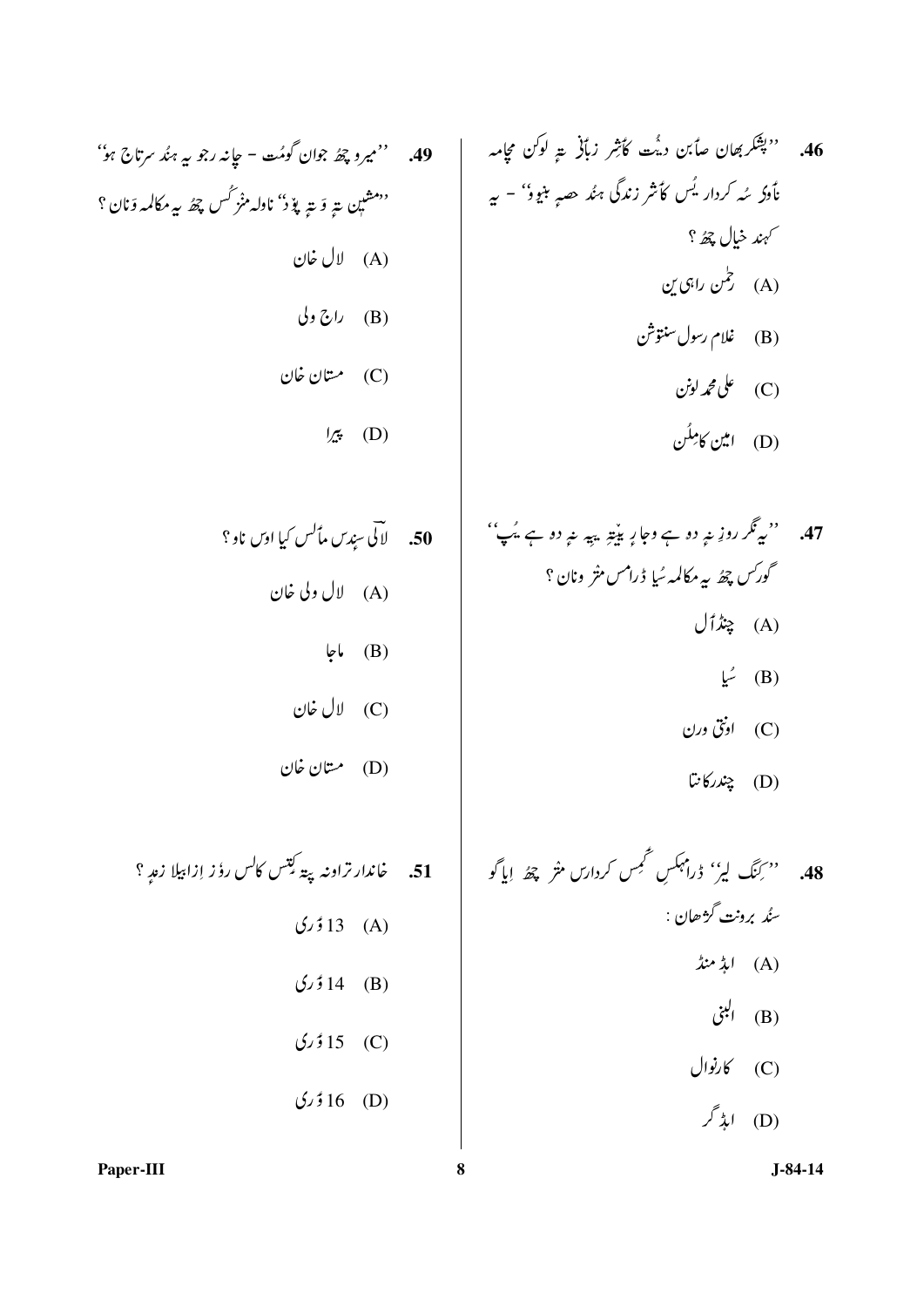46. ''پشکربھان صاٗبن دنُت کاشُر زبانٕ تہٕ لوکن مچامہ ناوٕ سہٕ کردار یُس کاشُر زندگی ہنٛد حصہٕ بنیوٚ'' - یہ کٔہند خیال چھُ ؟

(A) رحمٰن راہی ین

(B) غلام رسول سنتوش ن

(C) علی محمد لونن

(D) امین کاملُن

47. ''یہ نگر روزِ نہٕ دو ہے وجارِ بیٹھِ یہِ نہٕ دو ہے یُپ'' گورکس چھُ یہ مکالمہ سُیا ڈرامس منٛز ونان ؟

(A) چنڈاٗل

(B) سُیا

(C) اونتی ورن

(D) چندرکانتا

48. ''کنگ لیر'' ڈرامہکس کٔمس کردارس منٛز چھِ ایاگو سٕنٛد برونٛت گژھان :

(A) ایڈ منڈ

(B) البنی

(C) کارنوال

(D) ایڈ گر

49. ''میرو چھُ جوان گومُت - چانہ رجو یہ ہنٛد سرتاج ہوٚ'' ''مشین تہٕ وَتہٕ پوٚدٕ'' ناولہ منٛز کُس چھُ یہ مکالمہ وَنان ؟

(A) لال خان

(B) راج ولی

(C) مستان خان

(D) پیرا

50. لاٗلی سِندس مأٗلس کیا اوس ناو ؟

(A) لال ولی خان

(B) ماجا

(C) لال خان

(D) مستان خان

51. خاندار تراونہ پتہٕ کٔتس کالس روٗز ازابیلا زندٕ ؟

(A) 13 ؤری

(B) 14 ؤری

(C) 15 ؤری

(D) 16 ؤری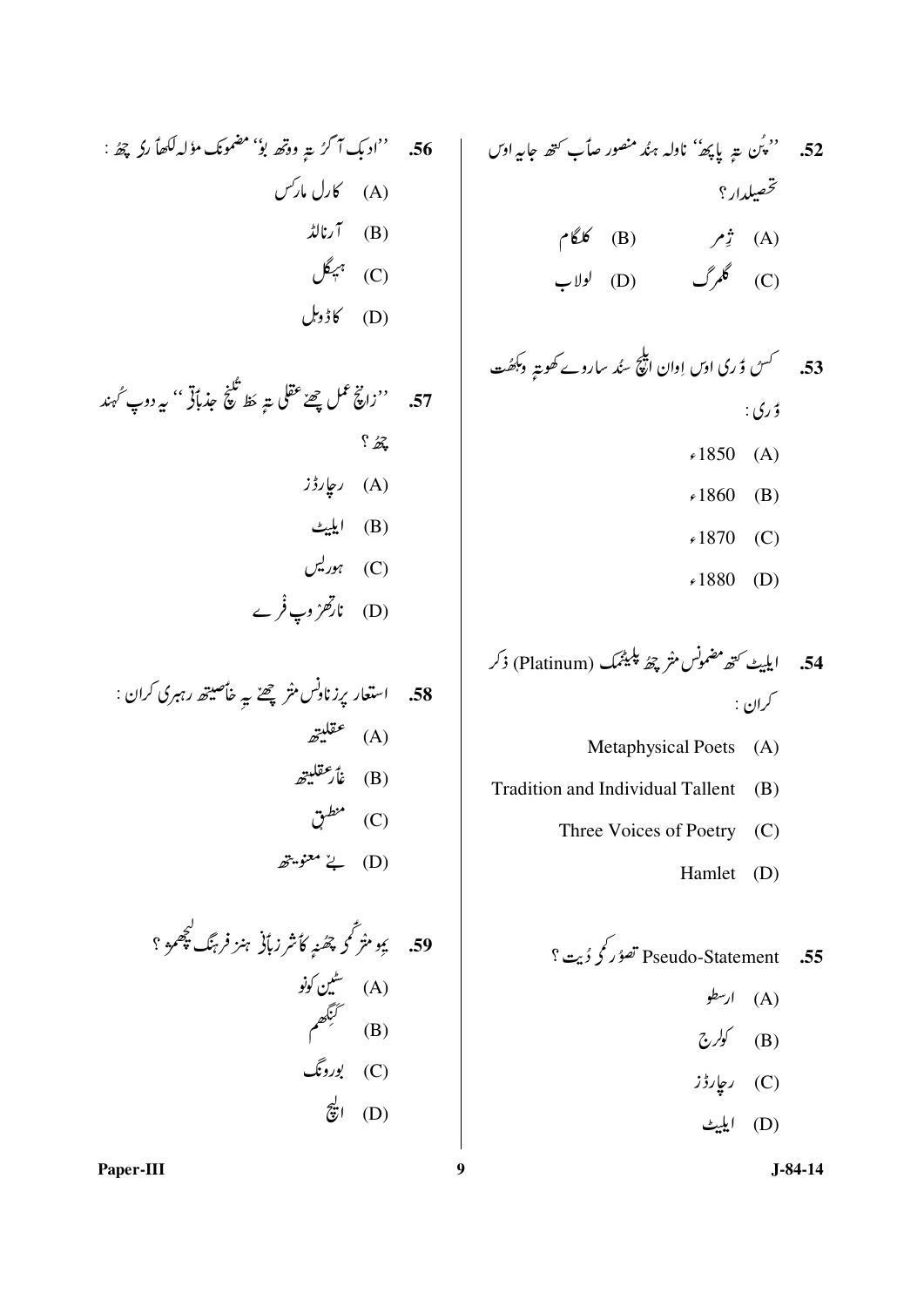52. ''پُن تہٕ پاپھ'' ناولہ ہنٛد منصور صأب کتھ جایہ اوس تحصیلدار؟

(A) ژِمر (B) کلگام

(C) گلمرگ (D) لولاب

53. کسٕ وٚری اوس اوان اِلیٖٹ سٕند ساروے کھوتہٕ وڈھُت وٚری :

(A) 1850ء

(B) 1860ء

(C) 1870ء

(D) 1880ء

54. ایلیٹ کتھ مضموٗنس منٛز چھُ پلیٹنمک (Platinum) ذکر کران :

(A) Metaphysical Poets

(B) Tradition and Individual Tallent

(C) Three Voices of Poetry

(D) Hamlet

55. Pseudo-Statement تصوٗر کٔمۍ دیُت؟

(A) ارسطو

(B) کولرج

(C) رچارڈز

(D) ایلیٹ

56. ''ادبک آگرُ تہٕ ووتھ بوٗ'' مضموٗنک مؤلہ لکھاڑی چھُ :

(A) کارل مارکس

(B) آرنالڈ

(C) ہیگل

(D) کاڈویل

57. ''زانٛہ عمل چھےٚ عقلی تہٕ خٔط تٔلیٖخ جذباتی'' یہ دوپ کُہند چھُ؟

(A) رچارڈز

(B) ایلیٹ

(C) ہوریس

(D) نارتھرٛوپ فرٛے

58. استعار پرزناوِنس منٛز چھےٚ یہِ خاصیتھ رہبری کران :

(A) عقلیتھ

(B) غأرعقلیتھ

(C) منطق

(D) بےٚ معنویتھ

59. یمو منٛز کٔمۍ چھُنہٕ کأشر زبأنۍ ہنٛز فرہنگ لیچھمٕژ؟

(A) سٹین کونو

(B) کنِنگھم

(C) بوروِنگ

(D) الیچ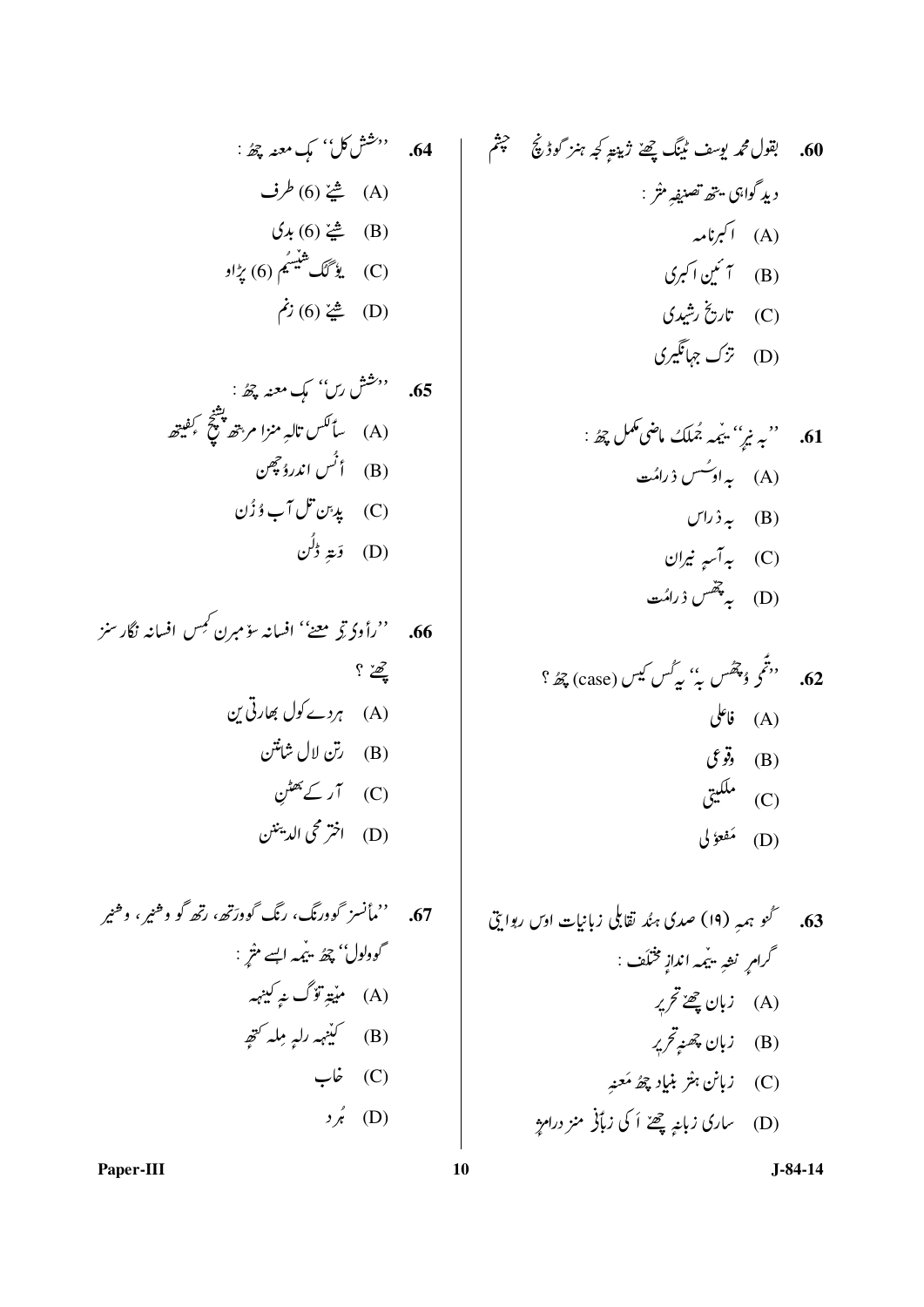60. بقول محمد یوسف ٹینگ چھےٚ ژینتہٕ کِہ ہنز گوڈنچ چشم دید گواہی یتھ تصنیفِ منز :

(A) اکبرنامہ

(B) آئینِ اکبری

(C) تاریخ رشیدی

(D) تزک جہانگیری

61. ''بہ نیر'' یِمہ جُملُکۍ ماضی مکمل چھُ :

(A) بہ اوسُس ذرامُت

(B) بہ ذراس

(C) بہ آسہٕ نیران

(D) بہ چھُس ذرامُت

62. ''ژٕمۍ وُچھُس بہٕ'' یہ کُس کیس (case) چھُ ؟

(A) فاعلی

(B) وقوعی

(C) ملکیتی

(D) مفعوٗلی

63. کُنہ ہمہِ (۱۹) صدی ہنٛد تقابلی زبانیات اوس روایتی گرامرِ نشہِ یِمہ اندازِ مختلف :

(A) زبان چھےٚ تحریر

(B) زبان چھنہٕ تحریر

(C) زبانن ہنٛز بنیاد چھُ مَعنہِ

(D) ساری زبانہٕ چھےٚ اَکی زبانۍ منز درامٕژ

64. ''شش کل'' ہُک معنہ چھُ :

(A) شیےٚ (6) طرف

(B) شیےٚ (6) بدی

(C) یوٗگک شَیٖسِم (6) پڑاو

(D) شیےٚ (6) زخم

65. ''شش رس'' ہُک معنہ چھُ :

(A) سأنٛکس تالہِ منزا مرتھ پیٚنٛچ ٕ کیفیتھ

(B) اُنٛس اندرٕ وُچھن

(C) پدٕن تل آب وُزُن

(D) وَتہِ ڈُلُن

66. ''راوٕ دِتہٕ معنےٚ'' افسانہ سوٚمبرن کُمس افسانہ نگارسنٛز چھےٚ ؟

(A) ہردے کول بھارتی ین

(B) رتن لال شانتن

(C) آر کے بھٹن

(D) اختر محی الدینن

67. ''مأنسز گوورنگ، رنگ گوورتھ، رتھ گو وشنیر، وشنیر گوولول'' چھُ یِمہ اسے منٛز :

(A) میٚتہٕ توٗگ نہٕ کینہہ

(B) کیٚنہہ رلہِ مِلہ کتھ

(C) خاب

(D) ہُرد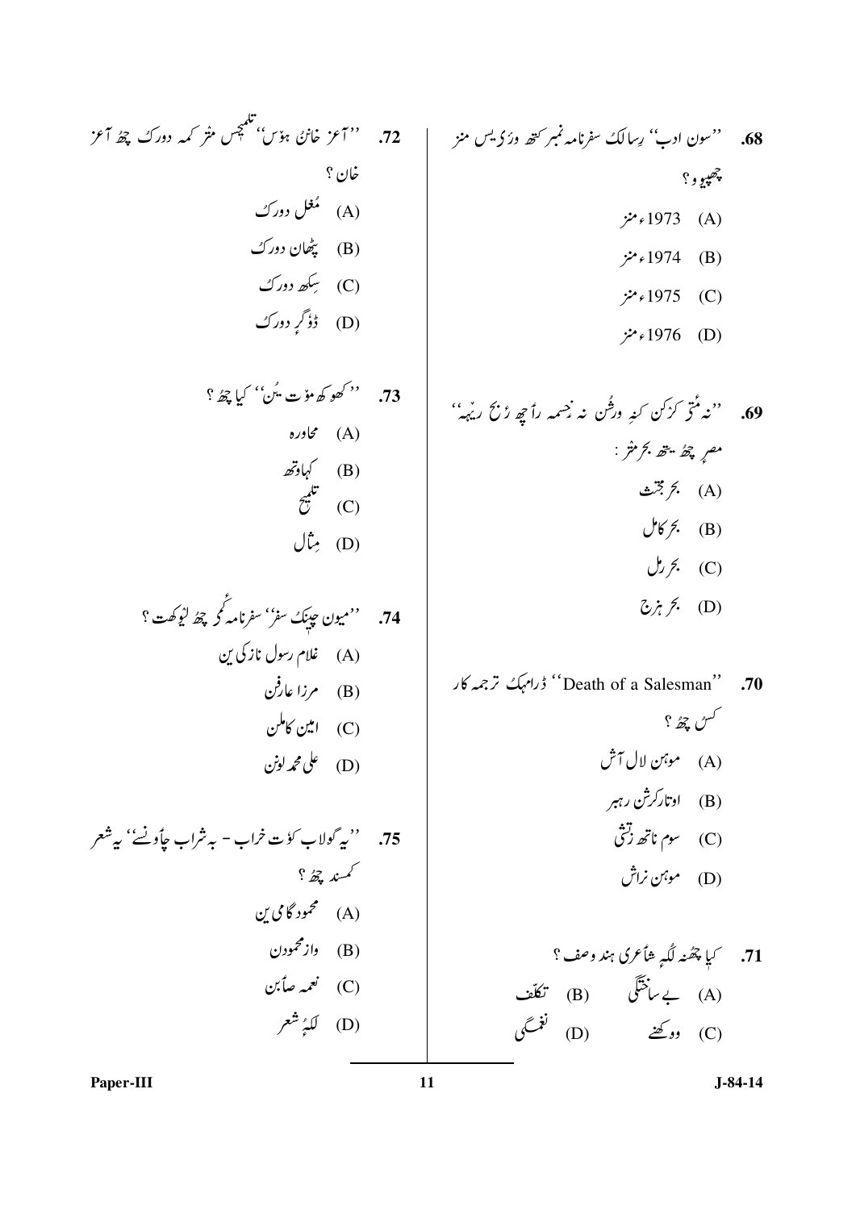.68 ''سون ادب'' رِسالکُ سفرنامہ نمبر کتھ ورٔ یس منز چھپیو و ؟

(A) 1973ء منز

(B) 1974ء منز

(C) 1975ء منز

(D) 1976ء منز

.69 ''نہ مُتۍ کرٔکن کنہِ ورُشن نہ ژھمہ رأچھ ژٕ ریٖہہ'' مصرٕ چھُ یتھ بحر مَنز :

(A) بحر مجتث

(B) بحر کامل

(C) بحر رمل

(D) بحر ہزج

.70 ''Death of a Salesman'' ڈرامہکٕ ترجمہ کار کُس چھُ ؟

(A) موہن لال آش

(B) اوتارکرشن رہبر

(C) سوم ناتھ زتشی

(D) موہن نراش

.71 کیا چھُنہ لَکہِ شأعری ہند وصف ؟

(A) بے ساختگی (B) تکلّف

(C) وو کھنے (D) نغمگی

.72 ''آعز خانٕ ہوٗس'' تلمیحس منز کمہ دورکٕ چھُ آعز خان ؟

(A) مُغل دورکُ

(B) پٹھان دورکُ

(C) سِکھ دورکُ

(D) ڈوٗگرٕ دورکُ

.73 ''کھو کھ موٗت یُن'' کیا چھُ ؟

(A) محاورہ

(B) کہاوتھ

(C) تلمیح

(D) مِثال

.74 ''میون چینکُ سفر'' سفرنامہ کٔمۍ چھُ لیٚوکھت ؟

(A) غلام رسول نازکی ین

(B) مرزا عارفن

(C) امین کاملن

(D) علی محمد لونن

.75 ''یہ گولاب کوٗت خراب - بہ شراب چأونسے'' یہ شعر کمِسند چھُ ؟

(A) محمود گامی ین

(B) واز محمودن

(C) نعمہ صأبن

(D) لکہٕ شعر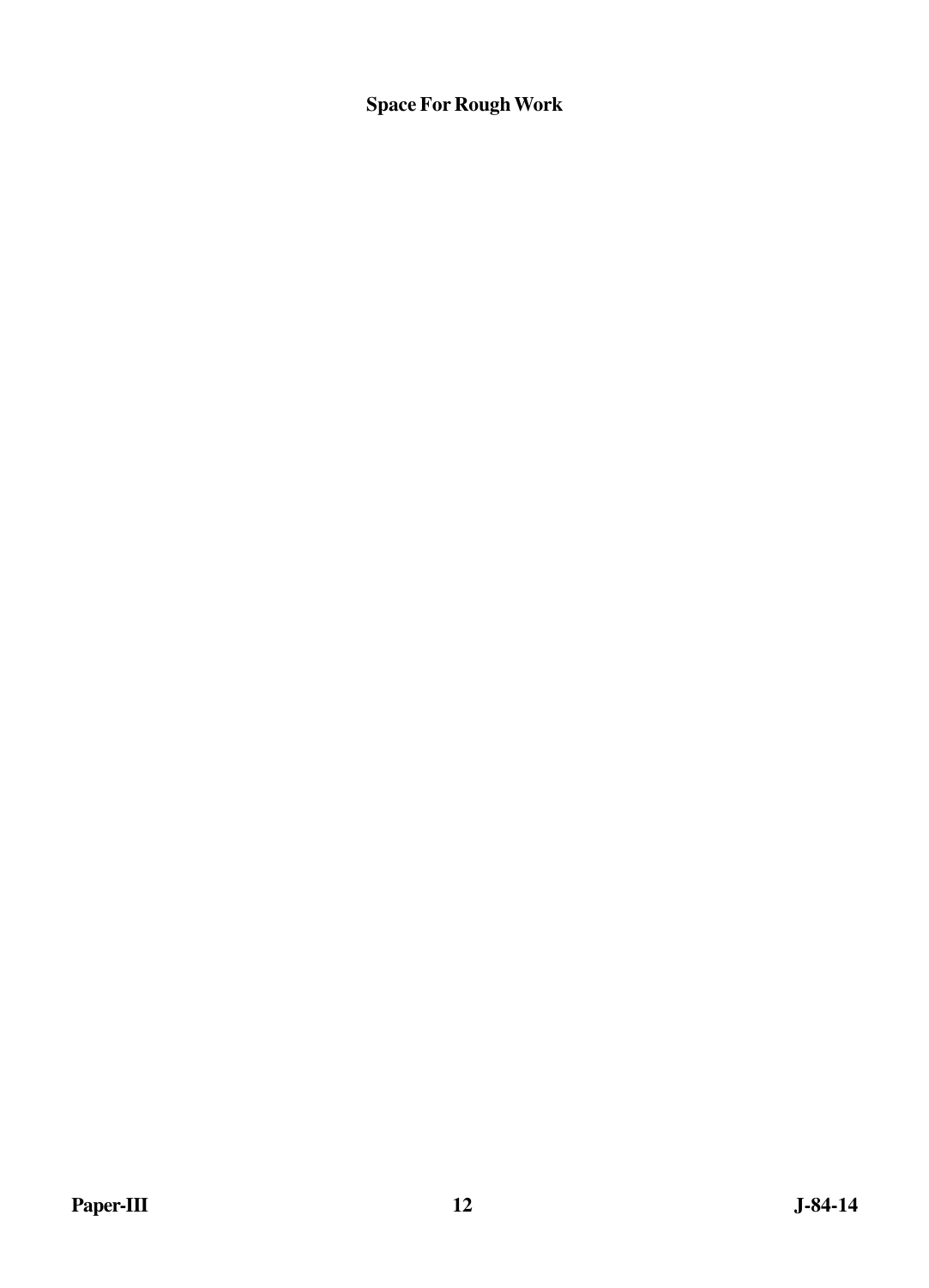**Space For Rough Work**